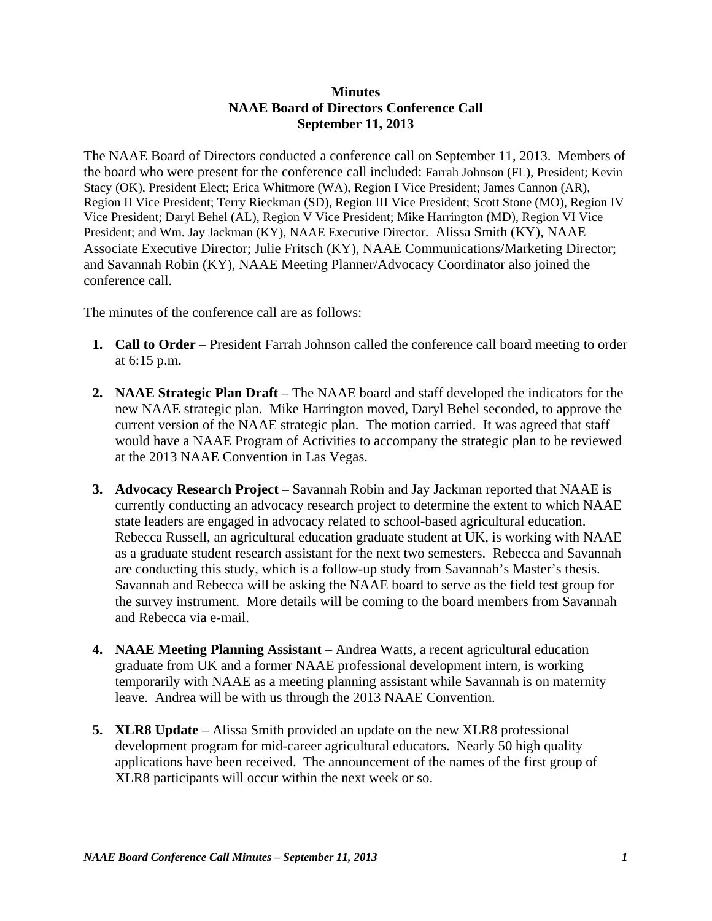**Minutes**
**NAAE Board of Directors Conference Call**
**September 11, 2013**

The NAAE Board of Directors conducted a conference call on September 11, 2013. Members of the board who were present for the conference call included: Farrah Johnson (FL), President; Kevin Stacy (OK), President Elect; Erica Whitmore (WA), Region I Vice President; James Cannon (AR), Region II Vice President; Terry Rieckman (SD), Region III Vice President; Scott Stone (MO), Region IV Vice President; Daryl Behel (AL), Region V Vice President; Mike Harrington (MD), Region VI Vice President; and Wm. Jay Jackman (KY), NAAE Executive Director. Alissa Smith (KY), NAAE Associate Executive Director; Julie Fritsch (KY), NAAE Communications/Marketing Director; and Savannah Robin (KY), NAAE Meeting Planner/Advocacy Coordinator also joined the conference call.

The minutes of the conference call are as follows:

1. **Call to Order** – President Farrah Johnson called the conference call board meeting to order at 6:15 p.m.

2. **NAAE Strategic Plan Draft** – The NAAE board and staff developed the indicators for the new NAAE strategic plan. Mike Harrington moved, Daryl Behel seconded, to approve the current version of the NAAE strategic plan. The motion carried. It was agreed that staff would have a NAAE Program of Activities to accompany the strategic plan to be reviewed at the 2013 NAAE Convention in Las Vegas.

3. **Advocacy Research Project** – Savannah Robin and Jay Jackman reported that NAAE is currently conducting an advocacy research project to determine the extent to which NAAE state leaders are engaged in advocacy related to school-based agricultural education. Rebecca Russell, an agricultural education graduate student at UK, is working with NAAE as a graduate student research assistant for the next two semesters. Rebecca and Savannah are conducting this study, which is a follow-up study from Savannah's Master's thesis. Savannah and Rebecca will be asking the NAAE board to serve as the field test group for the survey instrument. More details will be coming to the board members from Savannah and Rebecca via e-mail.

4. **NAAE Meeting Planning Assistant** – Andrea Watts, a recent agricultural education graduate from UK and a former NAAE professional development intern, is working temporarily with NAAE as a meeting planning assistant while Savannah is on maternity leave. Andrea will be with us through the 2013 NAAE Convention.

5. **XLR8 Update** – Alissa Smith provided an update on the new XLR8 professional development program for mid-career agricultural educators. Nearly 50 high quality applications have been received. The announcement of the names of the first group of XLR8 participants will occur within the next week or so.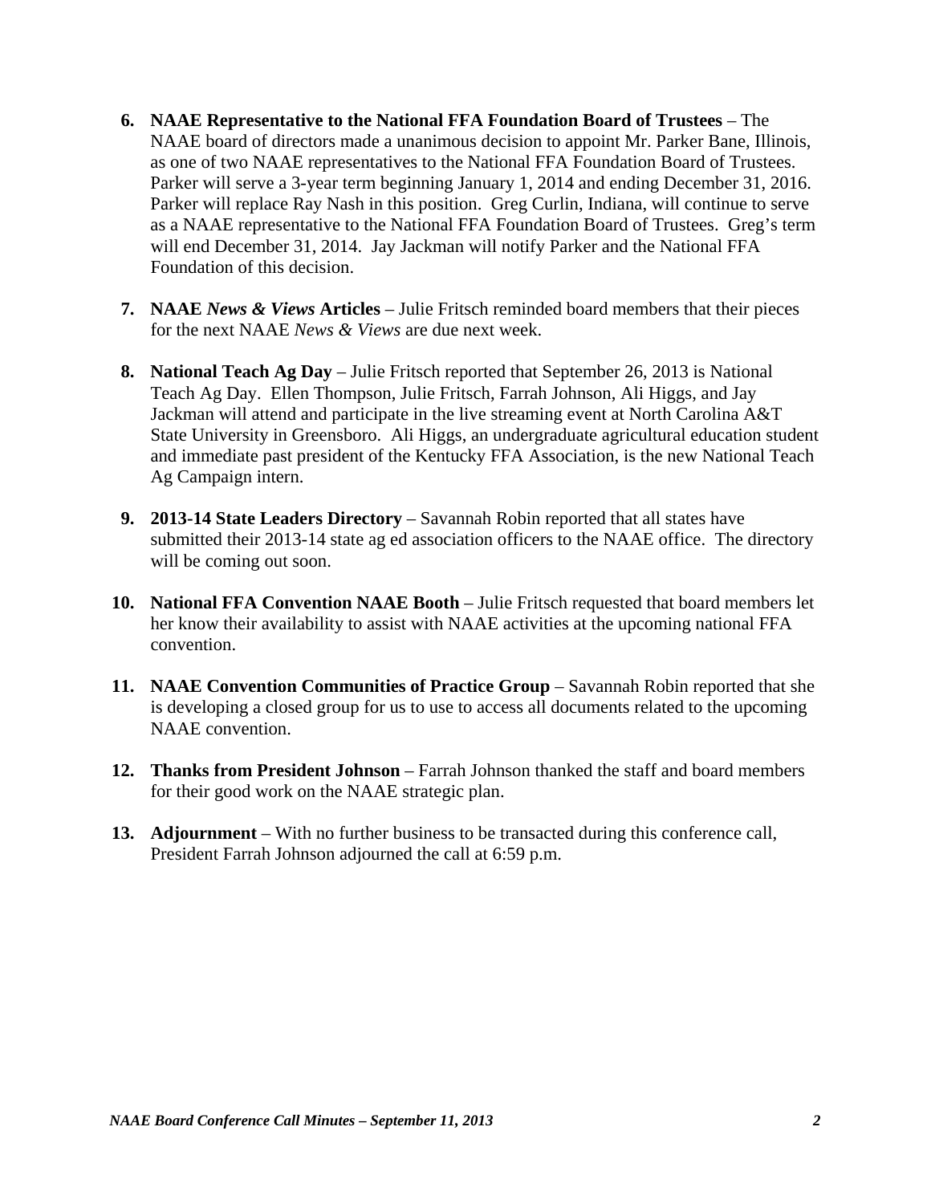6. **NAAE Representative to the National FFA Foundation Board of Trustees** – The NAAE board of directors made a unanimous decision to appoint Mr. Parker Bane, Illinois, as one of two NAAE representatives to the National FFA Foundation Board of Trustees. Parker will serve a 3-year term beginning January 1, 2014 and ending December 31, 2016. Parker will replace Ray Nash in this position. Greg Curlin, Indiana, will continue to serve as a NAAE representative to the National FFA Foundation Board of Trustees. Greg's term will end December 31, 2014. Jay Jackman will notify Parker and the National FFA Foundation of this decision.

7. **NAAE *News & Views* Articles** – Julie Fritsch reminded board members that their pieces for the next NAAE *News & Views* are due next week.

8. **National Teach Ag Day** – Julie Fritsch reported that September 26, 2013 is National Teach Ag Day. Ellen Thompson, Julie Fritsch, Farrah Johnson, Ali Higgs, and Jay Jackman will attend and participate in the live streaming event at North Carolina A&T State University in Greensboro. Ali Higgs, an undergraduate agricultural education student and immediate past president of the Kentucky FFA Association, is the new National Teach Ag Campaign intern.

9. **2013-14 State Leaders Directory** – Savannah Robin reported that all states have submitted their 2013-14 state ag ed association officers to the NAAE office. The directory will be coming out soon.

10. **National FFA Convention NAAE Booth** – Julie Fritsch requested that board members let her know their availability to assist with NAAE activities at the upcoming national FFA convention.

11. **NAAE Convention Communities of Practice Group** – Savannah Robin reported that she is developing a closed group for us to use to access all documents related to the upcoming NAAE convention.

12. **Thanks from President Johnson** – Farrah Johnson thanked the staff and board members for their good work on the NAAE strategic plan.

13. **Adjournment** – With no further business to be transacted during this conference call, President Farrah Johnson adjourned the call at 6:59 p.m.